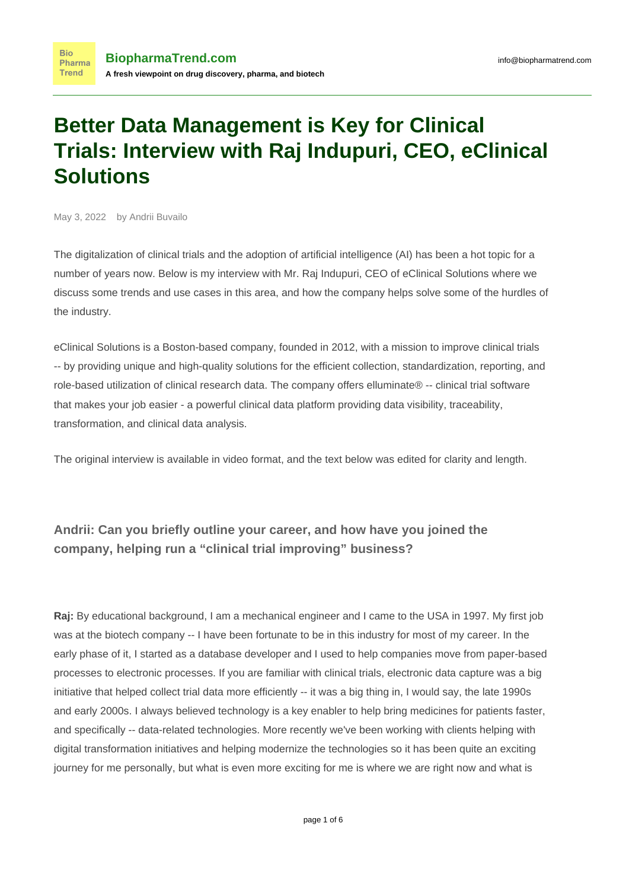# Better Data Management is Key for Clinical Trials: Interview with Raj Indupuri, CEO, eClinical Solutions

May 3, 2022 by Andrii Buvailo

The digitalization of clinical trials and the adoption of artificial intelligence (AI) has been a hot topic for a number of years now. Below is my interview with Mr. Raj Indupuri, CEO of eClinical Solutions where we discuss some trends and use cases in this area, and how the company helps solve some of the hurdles of the industry.

eClinical Solutions is a Boston-based company, founded in 2012, with a mission to improve clinical trials -- by providing unique and high-quality solutions for the efficient collection, standardization, reporting, and role-based utilization of clinical research data. The company offers elluminate® -- clinical trial software that makes your job easier - a powerful clinical data platform providing data visibility, traceability, transformation, and clinical data analysis.

The original interview is available in video format, and the text below was edited for clarity and length.

### Andrii: Can you briefly outline your career, and how have you joined the company, helping run a “clinical trial improving” business?

**Raj:** By educational background, I am a mechanical engineer and I came to the USA in 1997. My first job was at the biotech company -- I have been fortunate to be in this industry for most of my career. In the early phase of it, I started as a database developer and I used to help companies move from paper-based processes to electronic processes. If you are familiar with clinical trials, electronic data capture was a big initiative that helped collect trial data more efficiently -- it was a big thing in, I would say, the late 1990s and early 2000s. I always believed technology is a key enabler to help bring medicines for patients faster, and specifically -- data-related technologies. More recently we've been working with clients helping with digital transformation initiatives and helping modernize the technologies so it has been quite an exciting journey for me personally, but what is even more exciting for me is where we are right now and what is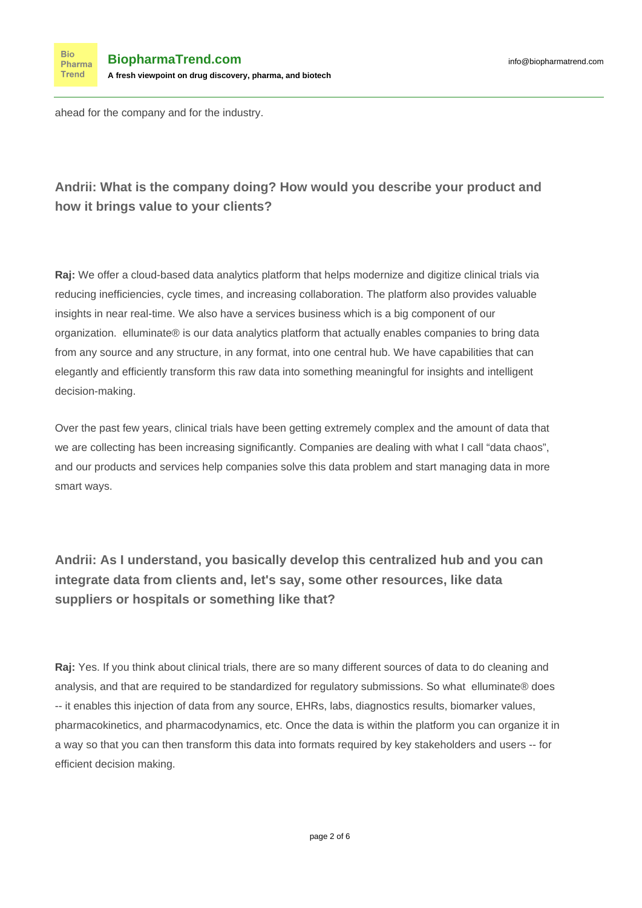ahead for the company and for the industry.

### Andrii: What is the company doing? How would you describe your product and how it brings value to your clients?

**Raj:** We offer a cloud-based data analytics platform that helps modernize and digitize clinical trials via reducing inefficiencies, cycle times, and increasing collaboration. The platform also provides valuable insights in near real-time. We also have a services business which is a big component of our organization. elluminate® is our data analytics platform that actually enables companies to bring data from any source and any structure, in any format, into one central hub. We have capabilities that can elegantly and efficiently transform this raw data into something meaningful for insights and intelligent decision-making.

Over the past few years, clinical trials have been getting extremely complex and the amount of data that we are collecting has been increasing significantly. Companies are dealing with what I call "data chaos", and our products and services help companies solve this data problem and start managing data in more smart ways.

### Andrii: As I understand, you basically develop this centralized hub and you can integrate data from clients and, let's say, some other resources, like data suppliers or hospitals or something like that?

**Raj:** Yes. If you think about clinical trials, there are so many different sources of data to do cleaning and analysis, and that are required to be standardized for regulatory submissions. So what elluminate® does -- it enables this injection of data from any source, EHRs, labs, diagnostics results, biomarker values, pharmacokinetics, and pharmacodynamics, etc. Once the data is within the platform you can organize it in a way so that you can then transform this data into formats required by key stakeholders and users -- for efficient decision making.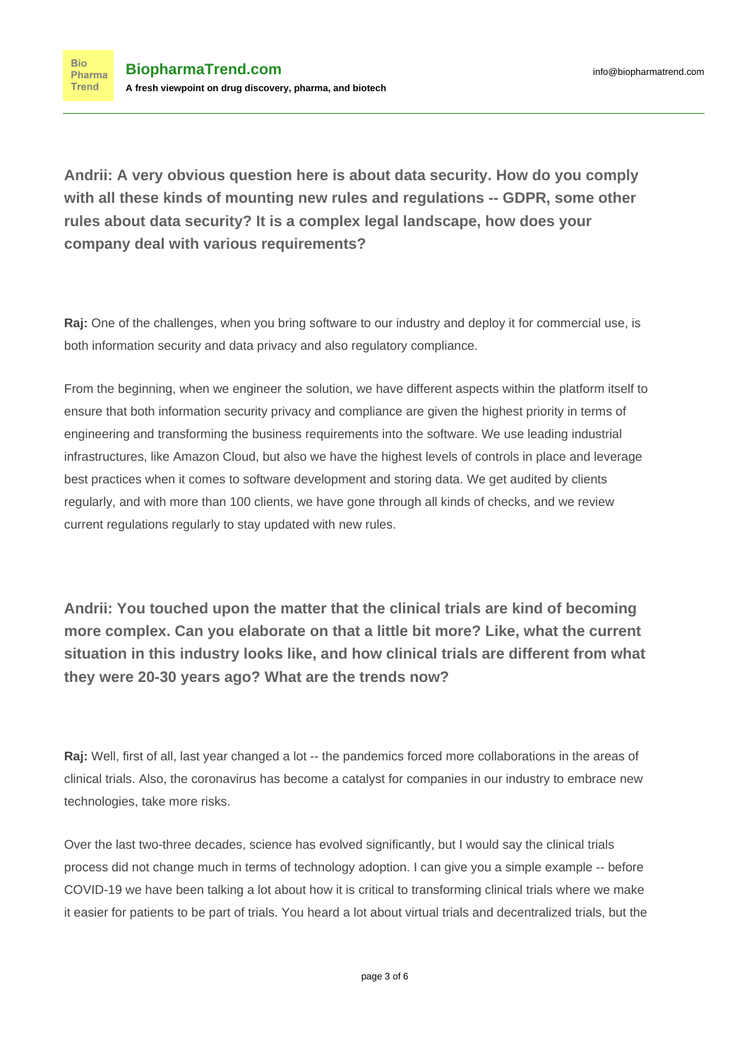**Andrii: A very obvious question here is about data security. How do you comply with all these kinds of mounting new rules and regulations -- GDPR, some other rules about data security? It is a complex legal landscape, how does your company deal with various requirements?**

**Raj:** One of the challenges, when you bring software to our industry and deploy it for commercial use, is both information security and data privacy and also regulatory compliance.

From the beginning, when we engineer the solution, we have different aspects within the platform itself to ensure that both information security privacy and compliance are given the highest priority in terms of engineering and transforming the business requirements into the software. We use leading industrial infrastructures, like Amazon Cloud, but also we have the highest levels of controls in place and leverage best practices when it comes to software development and storing data. We get audited by clients regularly, and with more than 100 clients, we have gone through all kinds of checks, and we review current regulations regularly to stay updated with new rules.

**Andrii: You touched upon the matter that the clinical trials are kind of becoming more complex. Can you elaborate on that a little bit more? Like, what the current situation in this industry looks like, and how clinical trials are different from what they were 20-30 years ago? What are the trends now?**

**Raj:** Well, first of all, last year changed a lot -- the pandemics forced more collaborations in the areas of clinical trials. Also, the coronavirus has become a catalyst for companies in our industry to embrace new technologies, take more risks.

Over the last two-three decades, science has evolved significantly, but I would say the clinical trials process did not change much in terms of technology adoption. I can give you a simple example -- before COVID-19 we have been talking a lot about how it is critical to transforming clinical trials where we make it easier for patients to be part of trials. You heard a lot about virtual trials and decentralized trials, but the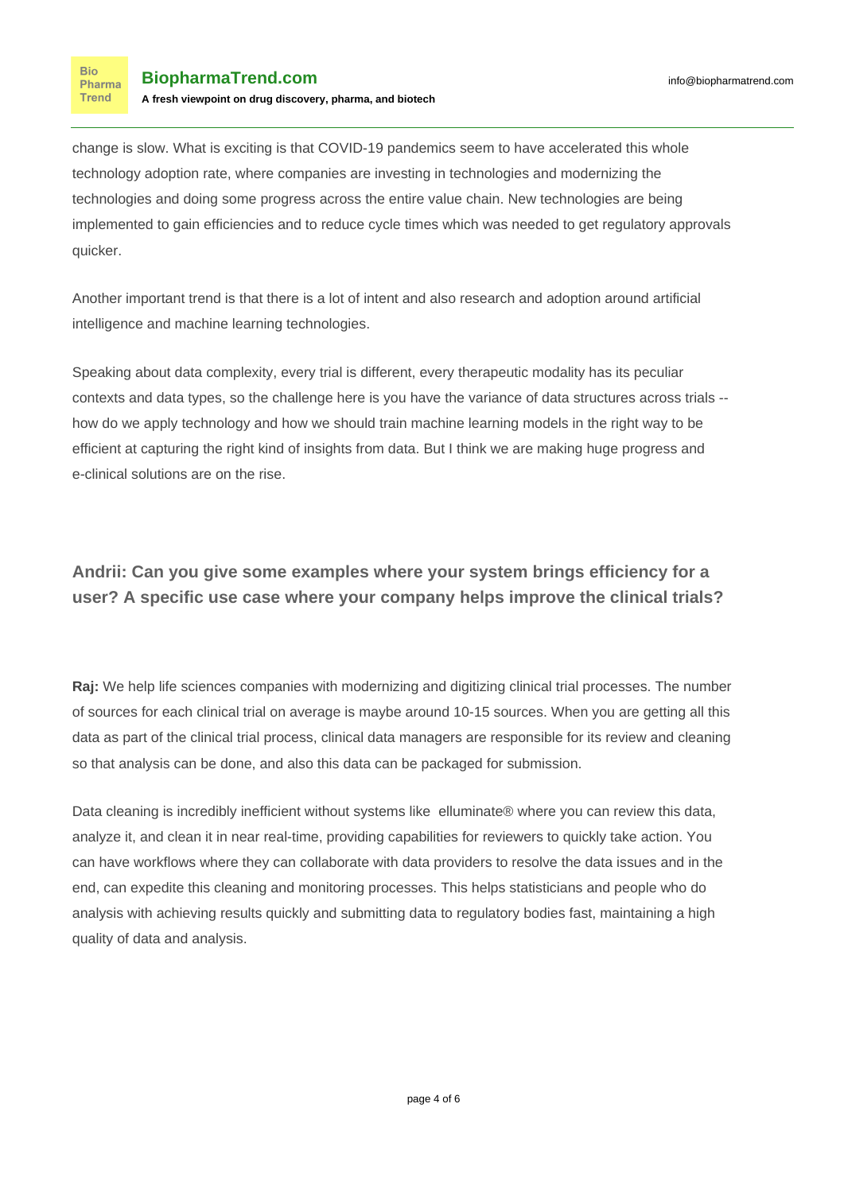change is slow. What is exciting is that COVID-19 pandemics seem to have accelerated this whole technology adoption rate, where companies are investing in technologies and modernizing the technologies and doing some progress across the entire value chain. New technologies are being implemented to gain efficiencies and to reduce cycle times which was needed to get regulatory approvals quicker.

Another important trend is that there is a lot of intent and also research and adoption around artificial intelligence and machine learning technologies.

Speaking about data complexity, every trial is different, every therapeutic modality has its peculiar contexts and data types, so the challenge here is you have the variance of data structures across trials -- how do we apply technology and how we should train machine learning models in the right way to be efficient at capturing the right kind of insights from data. But I think we are making huge progress and e-clinical solutions are on the rise.

### Andrii: Can you give some examples where your system brings efficiency for a user? A specific use case where your company helps improve the clinical trials?

**Raj:** We help life sciences companies with modernizing and digitizing clinical trial processes. The number of sources for each clinical trial on average is maybe around 10-15 sources. When you are getting all this data as part of the clinical trial process, clinical data managers are responsible for its review and cleaning so that analysis can be done, and also this data can be packaged for submission.

Data cleaning is incredibly inefficient without systems like elluminate® where you can review this data, analyze it, and clean it in near real-time, providing capabilities for reviewers to quickly take action. You can have workflows where they can collaborate with data providers to resolve the data issues and in the end, can expedite this cleaning and monitoring processes. This helps statisticians and people who do analysis with achieving results quickly and submitting data to regulatory bodies fast, maintaining a high quality of data and analysis.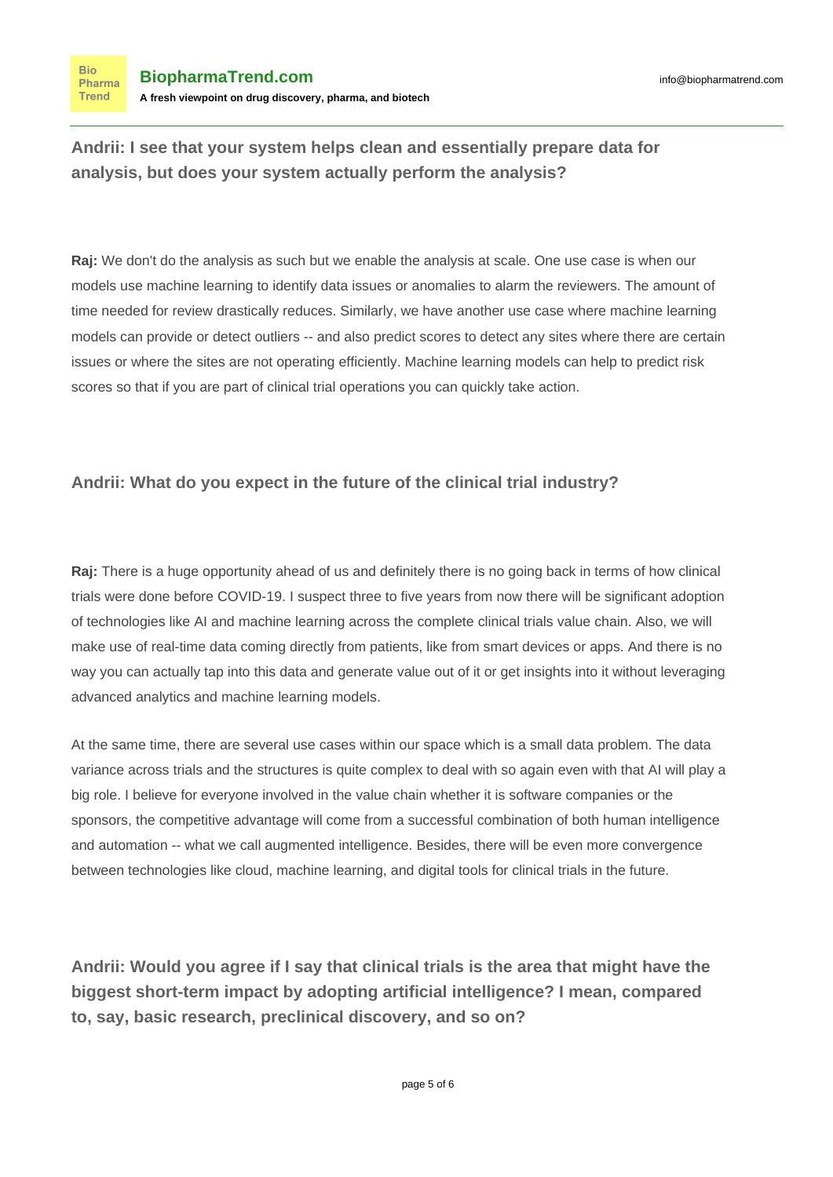**Andrii: I see that your system helps clean and essentially prepare data for analysis, but does your system actually perform the analysis?**

**Raj:** We don't do the analysis as such but we enable the analysis at scale. One use case is when our models use machine learning to identify data issues or anomalies to alarm the reviewers. The amount of time needed for review drastically reduces. Similarly, we have another use case where machine learning models can provide or detect outliers -- and also predict scores to detect any sites where there are certain issues or where the sites are not operating efficiently. Machine learning models can help to predict risk scores so that if you are part of clinical trial operations you can quickly take action.

**Andrii: What do you expect in the future of the clinical trial industry?**

**Raj:** There is a huge opportunity ahead of us and definitely there is no going back in terms of how clinical trials were done before COVID-19. I suspect three to five years from now there will be significant adoption of technologies like AI and machine learning across the complete clinical trials value chain. Also, we will make use of real-time data coming directly from patients, like from smart devices or apps. And there is no way you can actually tap into this data and generate value out of it or get insights into it without leveraging advanced analytics and machine learning models.

At the same time, there are several use cases within our space which is a small data problem. The data variance across trials and the structures is quite complex to deal with so again even with that AI will play a big role. I believe for everyone involved in the value chain whether it is software companies or the sponsors, the competitive advantage will come from a successful combination of both human intelligence and automation -- what we call augmented intelligence. Besides, there will be even more convergence between technologies like cloud, machine learning, and digital tools for clinical trials in the future.

**Andrii: Would you agree if I say that clinical trials is the area that might have the biggest short-term impact by adopting artificial intelligence? I mean, compared to, say, basic research, preclinical discovery, and so on?**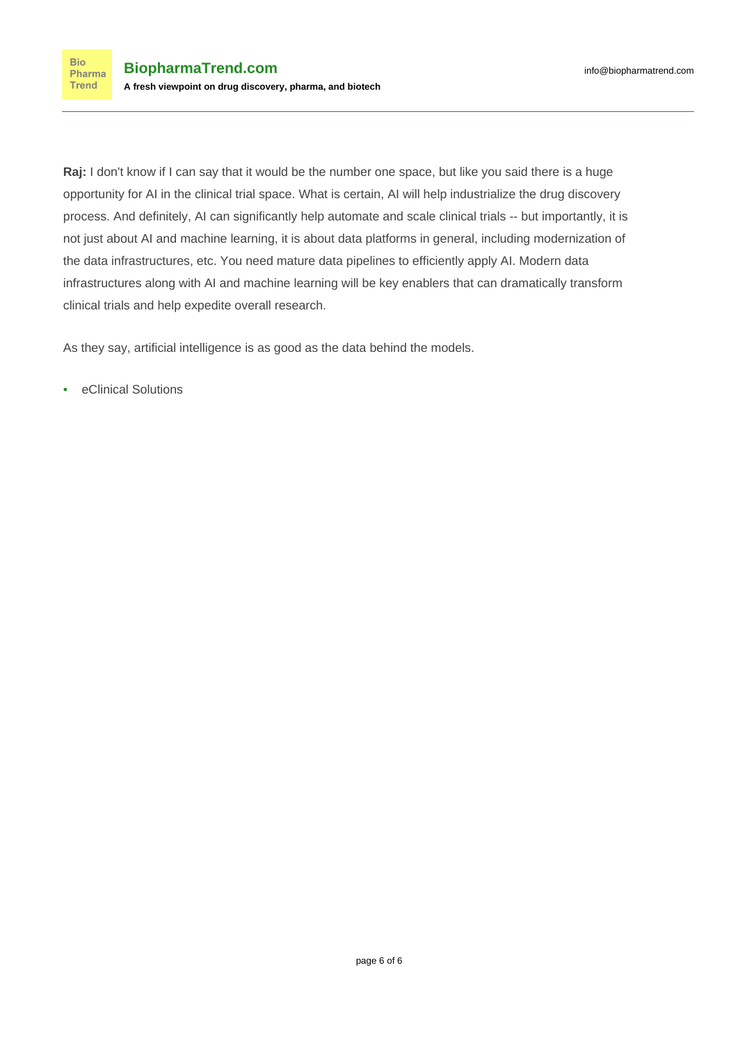**Raj:** I don't know if I can say that it would be the number one space, but like you said there is a huge opportunity for AI in the clinical trial space. What is certain, AI will help industrialize the drug discovery process. And definitely, AI can significantly help automate and scale clinical trials -- but importantly, it is not just about AI and machine learning, it is about data platforms in general, including modernization of the data infrastructures, etc. You need mature data pipelines to efficiently apply AI. Modern data infrastructures along with AI and machine learning will be key enablers that can dramatically transform clinical trials and help expedite overall research.

As they say, artificial intelligence is as good as the data behind the models.

- eClinical Solutions